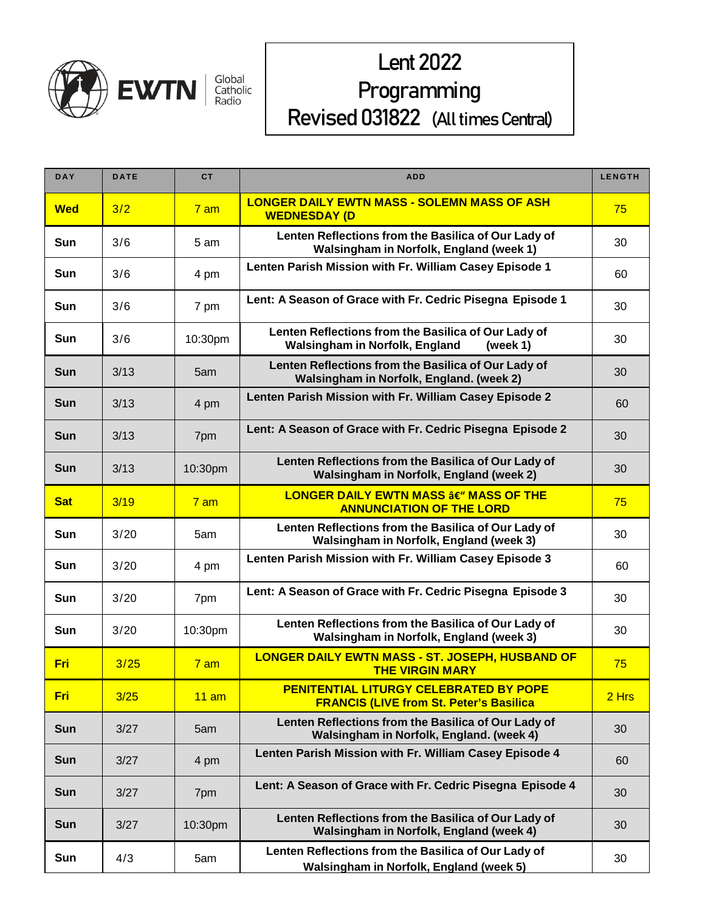EWTN Global Catholic Radio

# Lent 2022 Programming Revised 031822 (All times Central)

| DAY | DATE | CT | ADD | LENGTH |
|---|---|---|---|---|
| Wed | 3/2 | 7 am | LONGER DAILY EWTN MASS - SOLEMN MASS OF ASH WEDNESDAY (D | 75 |
| Sun | 3/6 | 5 am | Lenten Reflections from the Basilica of Our Lady of Walsingham in Norfolk, England (week 1) | 30 |
| Sun | 3/6 | 4 pm | Lenten Parish Mission with Fr. William Casey Episode 1 | 60 |
| Sun | 3/6 | 7 pm | Lent: A Season of Grace with Fr. Cedric Pisegna Episode 1 | 30 |
| Sun | 3/6 | 10:30pm | Lenten Reflections from the Basilica of Our Lady of Walsingham in Norfolk, England (week 1) | 30 |
| Sun | 3/13 | 5am | Lenten Reflections from the Basilica of Our Lady of Walsingham in Norfolk, England. (week 2) | 30 |
| Sun | 3/13 | 4 pm | Lenten Parish Mission with Fr. William Casey Episode 2 | 60 |
| Sun | 3/13 | 7pm | Lent: A Season of Grace with Fr. Cedric Pisegna Episode 2 | 30 |
| Sun | 3/13 | 10:30pm | Lenten Reflections from the Basilica of Our Lady of Walsingham in Norfolk, England (week 2) | 30 |
| Sat | 3/19 | 7 am | LONGER DAILY EWTN MASS â€" MASS OF THE ANNUNCIATION OF THE LORD | 75 |
| Sun | 3/20 | 5am | Lenten Reflections from the Basilica of Our Lady of Walsingham in Norfolk, England (week 3) | 30 |
| Sun | 3/20 | 4 pm | Lenten Parish Mission with Fr. William Casey Episode 3 | 60 |
| Sun | 3/20 | 7pm | Lent: A Season of Grace with Fr. Cedric Pisegna Episode 3 | 30 |
| Sun | 3/20 | 10:30pm | Lenten Reflections from the Basilica of Our Lady of Walsingham in Norfolk, England (week 3) | 30 |
| Fri | 3/25 | 7 am | LONGER DAILY EWTN MASS - ST. JOSEPH, HUSBAND OF THE VIRGIN MARY | 75 |
| Fri | 3/25 | 11 am | PENITENTIAL LITURGY CELEBRATED BY POPE FRANCIS (LIVE from St. Peter's Basilica | 2 Hrs |
| Sun | 3/27 | 5am | Lenten Reflections from the Basilica of Our Lady of Walsingham in Norfolk, England. (week 4) | 30 |
| Sun | 3/27 | 4 pm | Lenten Parish Mission with Fr. William Casey Episode 4 | 60 |
| Sun | 3/27 | 7pm | Lent: A Season of Grace with Fr. Cedric Pisegna Episode 4 | 30 |
| Sun | 3/27 | 10:30pm | Lenten Reflections from the Basilica of Our Lady of Walsingham in Norfolk, England (week 4) | 30 |
| Sun | 4/3 | 5am | Lenten Reflections from the Basilica of Our Lady of Walsingham in Norfolk, England (week 5) | 30 |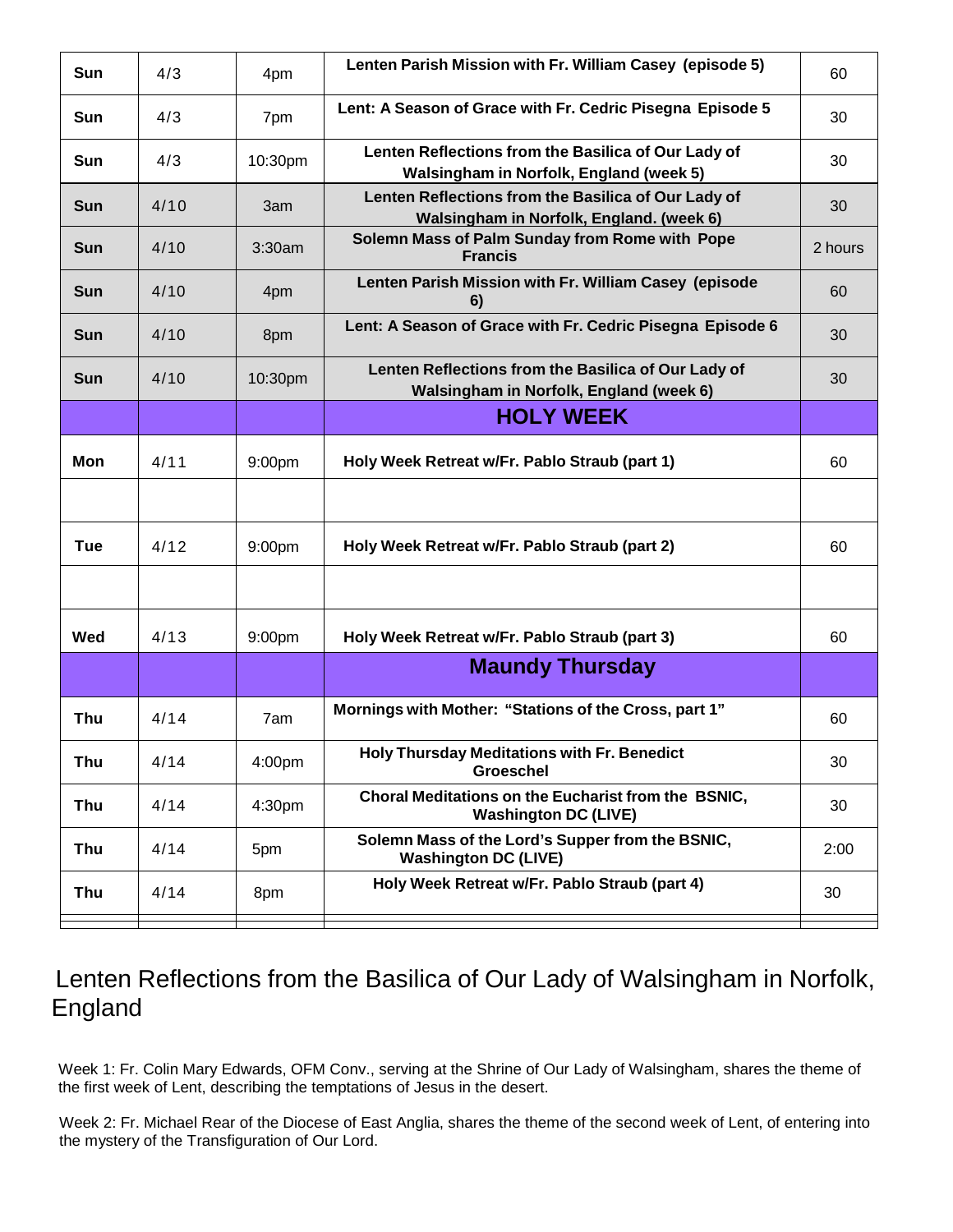| Sun | 4/3 | 4pm | Lenten Parish Mission with Fr. William Casey (episode 5) | 60 |
|---|---|---|---|---|
| Sun | 4/3 | 7pm | Lent: A Season of Grace with Fr. Cedric Pisegna Episode 5 | 30 |
| Sun | 4/3 | 10:30pm | Lenten Reflections from the Basilica of Our Lady of Walsingham in Norfolk, England (week 5) | 30 |
| Sun | 4/10 | 3am | Lenten Reflections from the Basilica of Our Lady of Walsingham in Norfolk, England. (week 6) | 30 |
| Sun | 4/10 | 3:30am | Solemn Mass of Palm Sunday from Rome with Pope Francis | 2 hours |
| Sun | 4/10 | 4pm | Lenten Parish Mission with Fr. William Casey (episode 6) | 60 |
| Sun | 4/10 | 8pm | Lent: A Season of Grace with Fr. Cedric Pisegna Episode 6 | 30 |
| Sun | 4/10 | 10:30pm | Lenten Reflections from the Basilica of Our Lady of Walsingham in Norfolk, England (week 6) | 30 |
| | | | **HOLY WEEK** | |
| Mon | 4/11 | 9:00pm | Holy Week Retreat w/Fr. Pablo Straub (part 1) | 60 |
| | | | | |
| Tue | 4/12 | 9:00pm | Holy Week Retreat w/Fr. Pablo Straub (part 2) | 60 |
| | | | | |
| Wed | 4/13 | 9:00pm | Holy Week Retreat w/Fr. Pablo Straub (part 3) | 60 |
| | | | **Maundy Thursday** | |
| Thu | 4/14 | 7am | Mornings with Mother: "Stations of the Cross, part 1" | 60 |
| Thu | 4/14 | 4:00pm | Holy Thursday Meditations with Fr. Benedict Groeschel | 30 |
| Thu | 4/14 | 4:30pm | Choral Meditations on the Eucharist from the BSNIC, Washington DC (LIVE) | 30 |
| Thu | 4/14 | 5pm | Solemn Mass of the Lord's Supper from the BSNIC, Washington DC (LIVE) | 2:00 |
| Thu | 4/14 | 8pm | Holy Week Retreat w/Fr. Pablo Straub (part 4) | 30 |

## Lenten Reflections from the Basilica of Our Lady of Walsingham in Norfolk, England

Week 1: Fr. Colin Mary Edwards, OFM Conv., serving at the Shrine of Our Lady of Walsingham, shares the theme of the first week of Lent, describing the temptations of Jesus in the desert.

Week 2: Fr. Michael Rear of the Diocese of East Anglia, shares the theme of the second week of Lent, of entering into the mystery of the Transfiguration of Our Lord.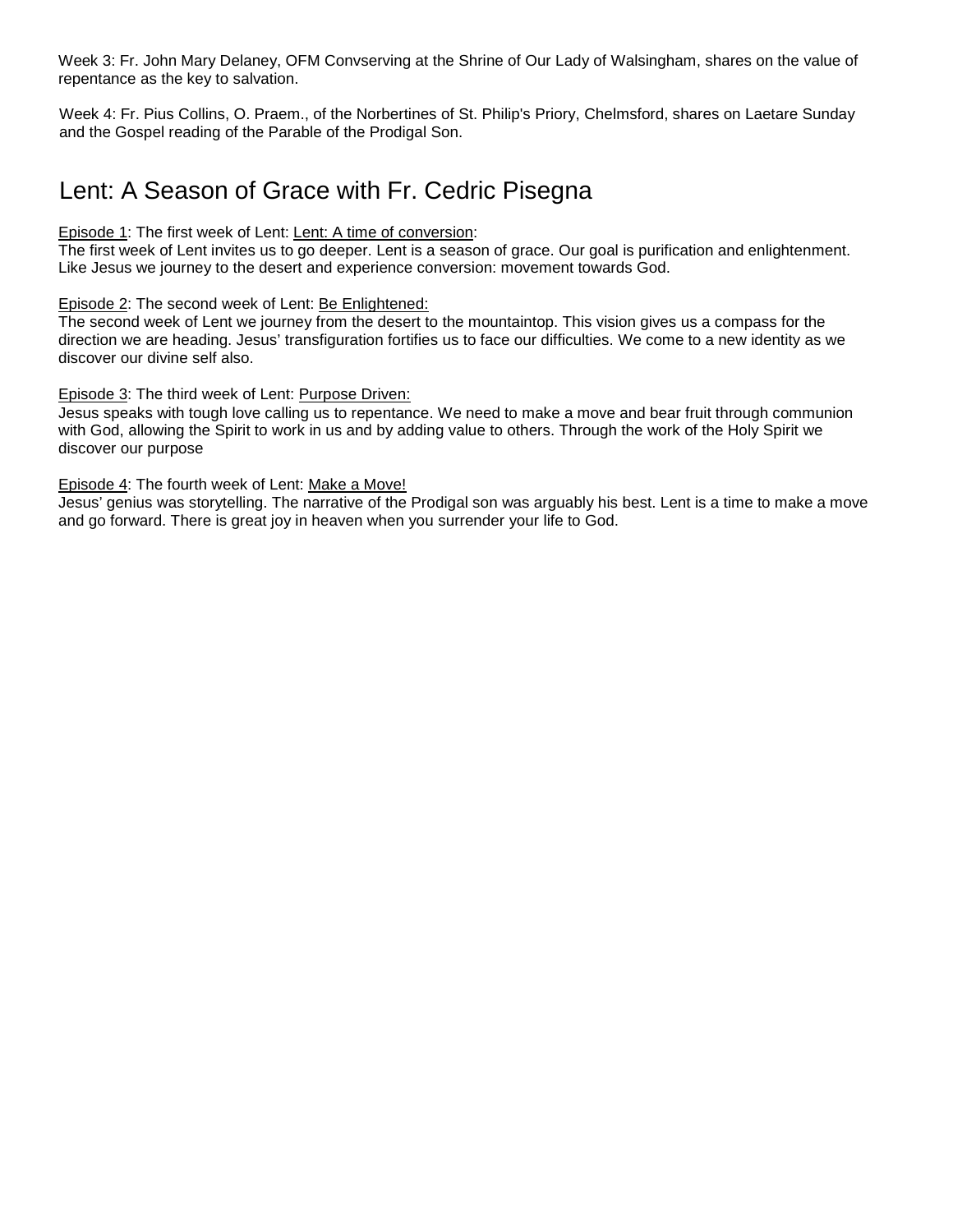Week 3: Fr. John Mary Delaney, OFM Convserving at the Shrine of Our Lady of Walsingham, shares on the value of repentance as the key to salvation.

Week 4: Fr. Pius Collins, O. Praem., of the Norbertines of St. Philip's Priory, Chelmsford, shares on Laetare Sunday and the Gospel reading of the Parable of the Prodigal Son.

## Lent: A Season of Grace with Fr. Cedric Pisegna

Episode 1: The first week of Lent: Lent: A time of conversion:
The first week of Lent invites us to go deeper. Lent is a season of grace. Our goal is purification and enlightenment. Like Jesus we journey to the desert and experience conversion: movement towards God.

Episode 2: The second week of Lent: Be Enlightened:
The second week of Lent we journey from the desert to the mountaintop. This vision gives us a compass for the direction we are heading. Jesus' transfiguration fortifies us to face our difficulties. We come to a new identity as we discover our divine self also.

Episode 3: The third week of Lent: Purpose Driven:
Jesus speaks with tough love calling us to repentance. We need to make a move and bear fruit through communion with God, allowing the Spirit to work in us and by adding value to others. Through the work of the Holy Spirit we discover our purpose

Episode 4: The fourth week of Lent: Make a Move!
Jesus' genius was storytelling. The narrative of the Prodigal son was arguably his best. Lent is a time to make a move and go forward. There is great joy in heaven when you surrender your life to God.